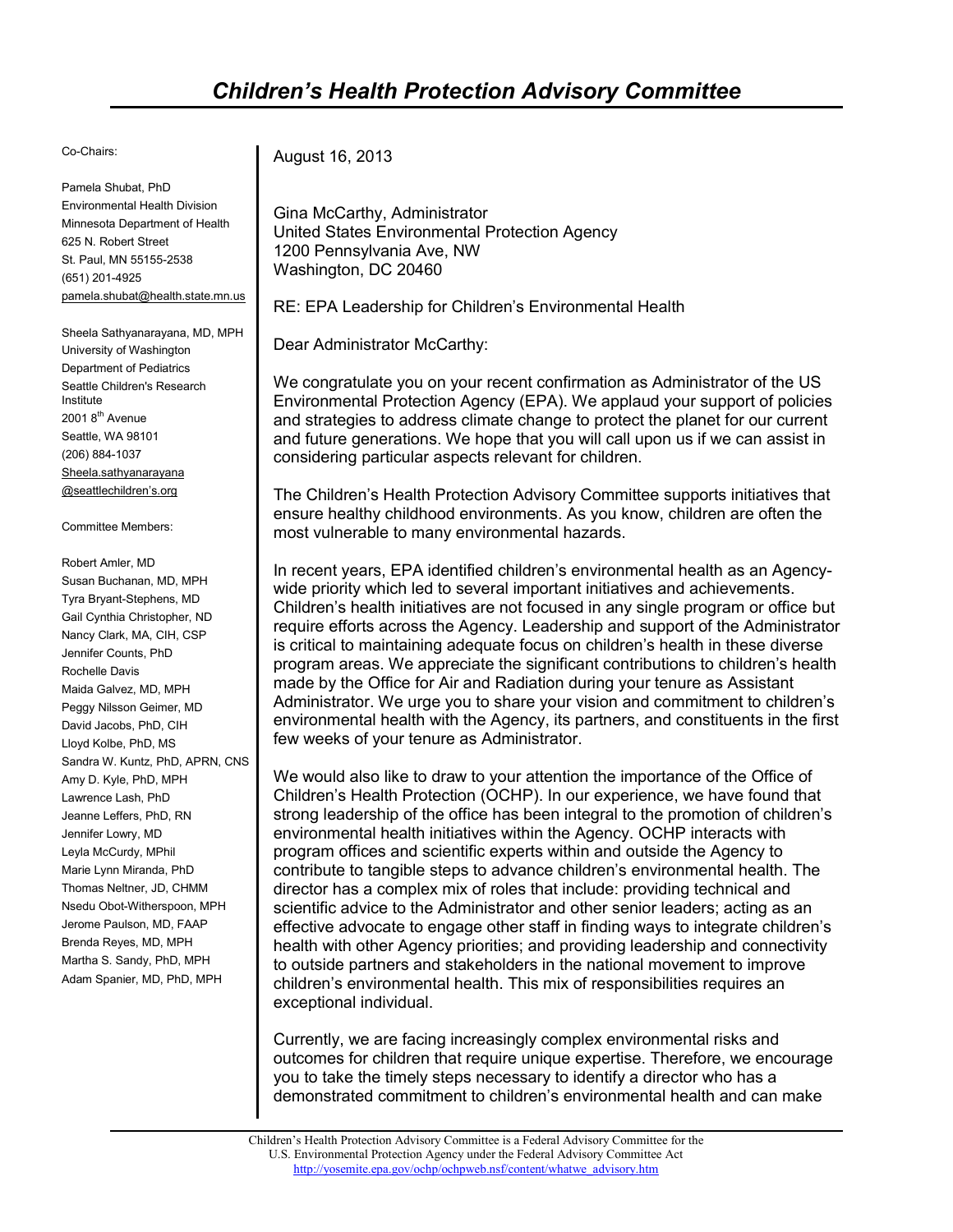# *Children's Health Protection Advisory Committee*

Co-Chairs:

Pamela Shubat, PhD
Environmental Health Division
Minnesota Department of Health
625 N. Robert Street
St. Paul, MN 55155-2538
(651) 201-4925
pamela.shubat@health.state.mn.us

Sheela Sathyanarayana, MD, MPH
University of Washington
Department of Pediatrics
Seattle Children's Research Institute
2001 8th Avenue
Seattle, WA 98101
(206) 884-1037
Sheela.sathyanarayana@seattlechildren's.org

Committee Members:

Robert Amler, MD
Susan Buchanan, MD, MPH
Tyra Bryant-Stephens, MD
Gail Cynthia Christopher, ND
Nancy Clark, MA, CIH, CSP
Jennifer Counts, PhD
Rochelle Davis
Maida Galvez, MD, MPH
Peggy Nilsson Geimer, MD
David Jacobs, PhD, CIH
Lloyd Kolbe, PhD, MS
Sandra W. Kuntz, PhD, APRN, CNS
Amy D. Kyle, PhD, MPH
Lawrence Lash, PhD
Jeanne Leffers, PhD, RN
Jennifer Lowry, MD
Leyla McCurdy, MPhil
Marie Lynn Miranda, PhD
Thomas Neltner, JD, CHMM
Nsedu Obot-Witherspoon, MPH
Jerome Paulson, MD, FAAP
Brenda Reyes, MD, MPH
Martha S. Sandy, PhD, MPH
Adam Spanier, MD, PhD, MPH

August 16, 2013

Gina McCarthy, Administrator
United States Environmental Protection Agency
1200 Pennsylvania Ave, NW
Washington, DC 20460

RE: EPA Leadership for Children's Environmental Health

Dear Administrator McCarthy:

We congratulate you on your recent confirmation as Administrator of the US Environmental Protection Agency (EPA). We applaud your support of policies and strategies to address climate change to protect the planet for our current and future generations. We hope that you will call upon us if we can assist in considering particular aspects relevant for children.

The Children's Health Protection Advisory Committee supports initiatives that ensure healthy childhood environments. As you know, children are often the most vulnerable to many environmental hazards.

In recent years, EPA identified children's environmental health as an Agency-wide priority which led to several important initiatives and achievements. Children's health initiatives are not focused in any single program or office but require efforts across the Agency. Leadership and support of the Administrator is critical to maintaining adequate focus on children's health in these diverse program areas. We appreciate the significant contributions to children's health made by the Office for Air and Radiation during your tenure as Assistant Administrator. We urge you to share your vision and commitment to children's environmental health with the Agency, its partners, and constituents in the first few weeks of your tenure as Administrator.

We would also like to draw to your attention the importance of the Office of Children's Health Protection (OCHP). In our experience, we have found that strong leadership of the office has been integral to the promotion of children's environmental health initiatives within the Agency. OCHP interacts with program offices and scientific experts within and outside the Agency to contribute to tangible steps to advance children's environmental health. The director has a complex mix of roles that include: providing technical and scientific advice to the Administrator and other senior leaders; acting as an effective advocate to engage other staff in finding ways to integrate children's health with other Agency priorities; and providing leadership and connectivity to outside partners and stakeholders in the national movement to improve children's environmental health. This mix of responsibilities requires an exceptional individual.

Currently, we are facing increasingly complex environmental risks and outcomes for children that require unique expertise. Therefore, we encourage you to take the timely steps necessary to identify a director who has a demonstrated commitment to children's environmental health and can make

Children's Health Protection Advisory Committee is a Federal Advisory Committee for the U.S. Environmental Protection Agency under the Federal Advisory Committee Act
http://yosemite.epa.gov/ochp/ochpweb.nsf/content/whatwe_advisory.htm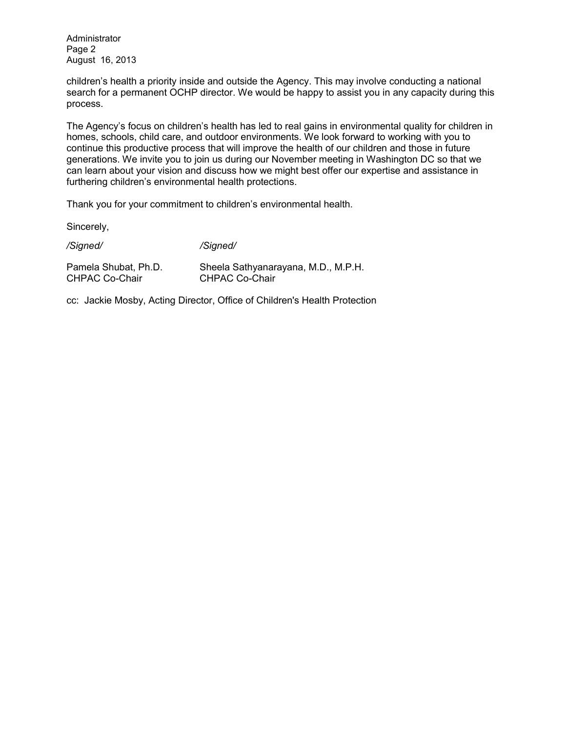children's health a priority inside and outside the Agency. This may involve conducting a national search for a permanent OCHP director. We would be happy to assist you in any capacity during this process.

The Agency's focus on children's health has led to real gains in environmental quality for children in homes, schools, child care, and outdoor environments. We look forward to working with you to continue this productive process that will improve the health of our children and those in future generations. We invite you to join us during our November meeting in Washington DC so that we can learn about your vision and discuss how we might best offer our expertise and assistance in furthering children's environmental health protections.

Thank you for your commitment to children's environmental health.

Sincerely,

| | |
|---|---|
| */Signed/* | */Signed/* |
| Pamela Shubat, Ph.D. | Sheela Sathyanarayana, M.D., M.P.H. |
| CHPAC Co-Chair | CHPAC Co-Chair |

cc: Jackie Mosby, Acting Director, Office of Children's Health Protection